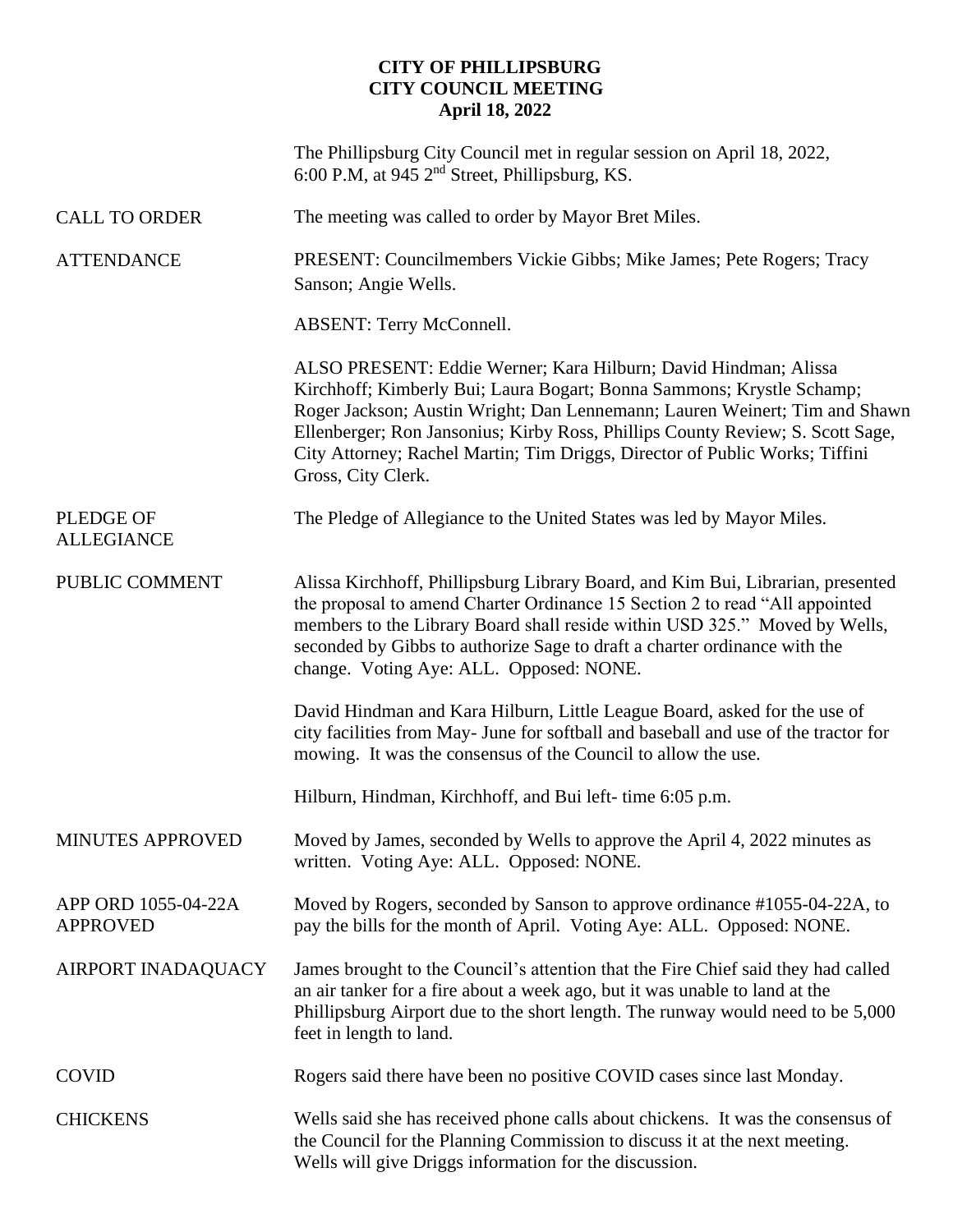**CITY OF PHILLIPSBURG**
**CITY COUNCIL MEETING**
**April 18, 2022**

The Phillipsburg City Council met in regular session on April 18, 2022, 6:00 P.M, at 945 2nd Street, Phillipsburg, KS.

CALL TO ORDER
The meeting was called to order by Mayor Bret Miles.

ATTENDANCE
PRESENT: Councilmembers Vickie Gibbs; Mike James; Pete Rogers; Tracy Sanson; Angie Wells.

ABSENT: Terry McConnell.

ALSO PRESENT: Eddie Werner; Kara Hilburn; David Hindman; Alissa Kirchhoff; Kimberly Bui; Laura Bogart; Bonna Sammons; Krystle Schamp; Roger Jackson; Austin Wright; Dan Lennemann; Lauren Weinert; Tim and Shawn Ellenberger; Ron Jansonius; Kirby Ross, Phillips County Review; S. Scott Sage, City Attorney; Rachel Martin; Tim Driggs, Director of Public Works; Tiffini Gross, City Clerk.

PLEDGE OF ALLEGIANCE
The Pledge of Allegiance to the United States was led by Mayor Miles.

PUBLIC COMMENT
Alissa Kirchhoff, Phillipsburg Library Board, and Kim Bui, Librarian, presented the proposal to amend Charter Ordinance 15 Section 2 to read "All appointed members to the Library Board shall reside within USD 325." Moved by Wells, seconded by Gibbs to authorize Sage to draft a charter ordinance with the change. Voting Aye: ALL. Opposed: NONE.

David Hindman and Kara Hilburn, Little League Board, asked for the use of city facilities from May- June for softball and baseball and use of the tractor for mowing. It was the consensus of the Council to allow the use.

Hilburn, Hindman, Kirchhoff, and Bui left- time 6:05 p.m.

MINUTES APPROVED
Moved by James, seconded by Wells to approve the April 4, 2022 minutes as written. Voting Aye: ALL. Opposed: NONE.

APP ORD 1055-04-22A APPROVED
Moved by Rogers, seconded by Sanson to approve ordinance #1055-04-22A, to pay the bills for the month of April. Voting Aye: ALL. Opposed: NONE.

AIRPORT INADAQUACY
James brought to the Council's attention that the Fire Chief said they had called an air tanker for a fire about a week ago, but it was unable to land at the Phillipsburg Airport due to the short length. The runway would need to be 5,000 feet in length to land.

COVID
Rogers said there have been no positive COVID cases since last Monday.

CHICKENS
Wells said she has received phone calls about chickens. It was the consensus of the Council for the Planning Commission to discuss it at the next meeting. Wells will give Driggs information for the discussion.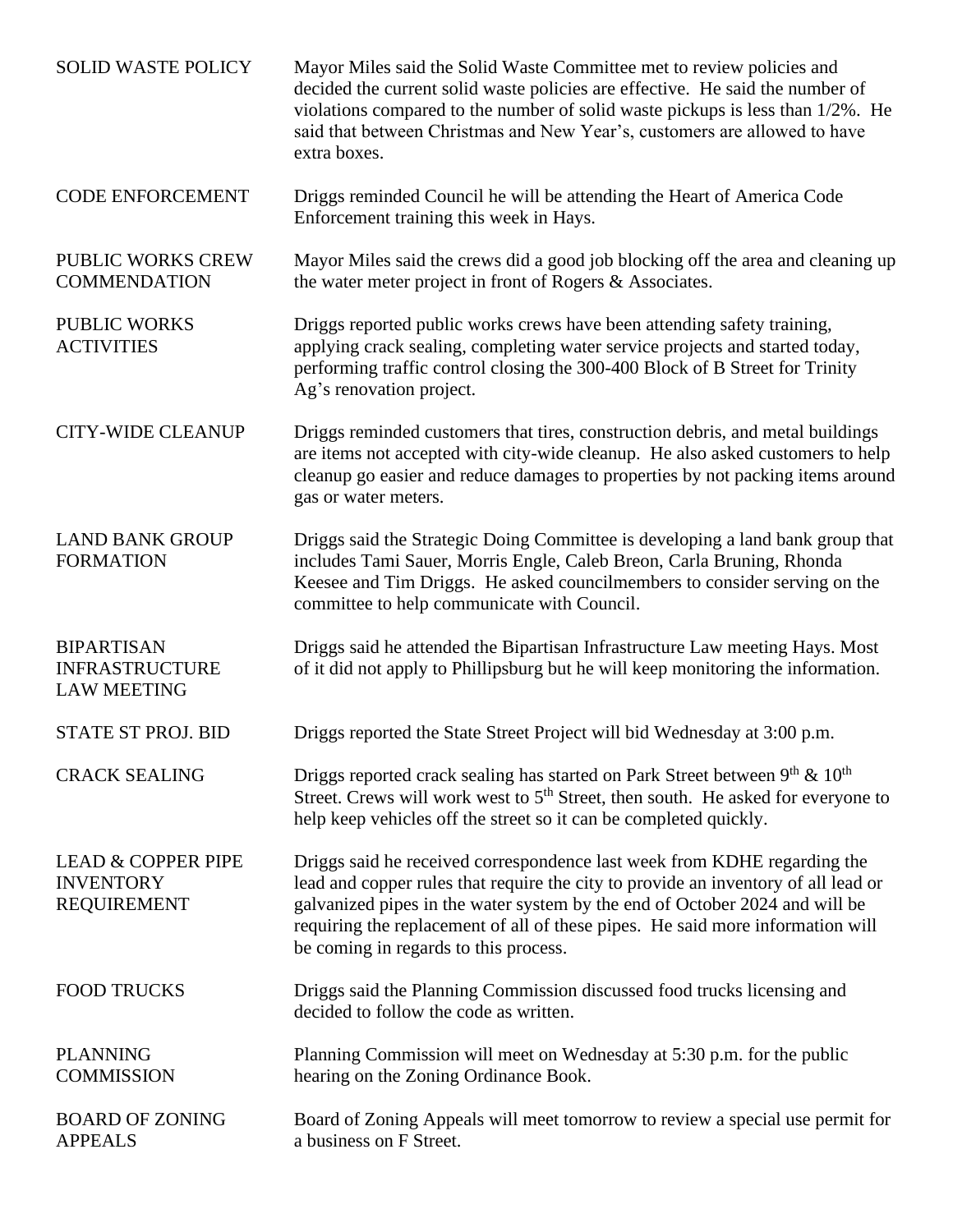**SOLID WASTE POLICY** — Mayor Miles said the Solid Waste Committee met to review policies and decided the current solid waste policies are effective. He said the number of violations compared to the number of solid waste pickups is less than 1/2%. He said that between Christmas and New Year's, customers are allowed to have extra boxes.

**CODE ENFORCEMENT** — Driggs reminded Council he will be attending the Heart of America Code Enforcement training this week in Hays.

**PUBLIC WORKS CREW COMMENDATION** — Mayor Miles said the crews did a good job blocking off the area and cleaning up the water meter project in front of Rogers & Associates.

**PUBLIC WORKS ACTIVITIES** — Driggs reported public works crews have been attending safety training, applying crack sealing, completing water service projects and started today, performing traffic control closing the 300-400 Block of B Street for Trinity Ag's renovation project.

**CITY-WIDE CLEANUP** — Driggs reminded customers that tires, construction debris, and metal buildings are items not accepted with city-wide cleanup. He also asked customers to help cleanup go easier and reduce damages to properties by not packing items around gas or water meters.

**LAND BANK GROUP FORMATION** — Driggs said the Strategic Doing Committee is developing a land bank group that includes Tami Sauer, Morris Engle, Caleb Breon, Carla Bruning, Rhonda Keesee and Tim Driggs. He asked councilmembers to consider serving on the committee to help communicate with Council.

**BIPARTISAN INFRASTRUCTURE LAW MEETING** — Driggs said he attended the Bipartisan Infrastructure Law meeting Hays. Most of it did not apply to Phillipsburg but he will keep monitoring the information.

**STATE ST PROJ. BID** — Driggs reported the State Street Project will bid Wednesday at 3:00 p.m.

**CRACK SEALING** — Driggs reported crack sealing has started on Park Street between 9th & 10th Street. Crews will work west to 5th Street, then south. He asked for everyone to help keep vehicles off the street so it can be completed quickly.

**LEAD & COPPER PIPE INVENTORY REQUIREMENT** — Driggs said he received correspondence last week from KDHE regarding the lead and copper rules that require the city to provide an inventory of all lead or galvanized pipes in the water system by the end of October 2024 and will be requiring the replacement of all of these pipes. He said more information will be coming in regards to this process.

**FOOD TRUCKS** — Driggs said the Planning Commission discussed food trucks licensing and decided to follow the code as written.

**PLANNING COMMISSION** — Planning Commission will meet on Wednesday at 5:30 p.m. for the public hearing on the Zoning Ordinance Book.

**BOARD OF ZONING APPEALS** — Board of Zoning Appeals will meet tomorrow to review a special use permit for a business on F Street.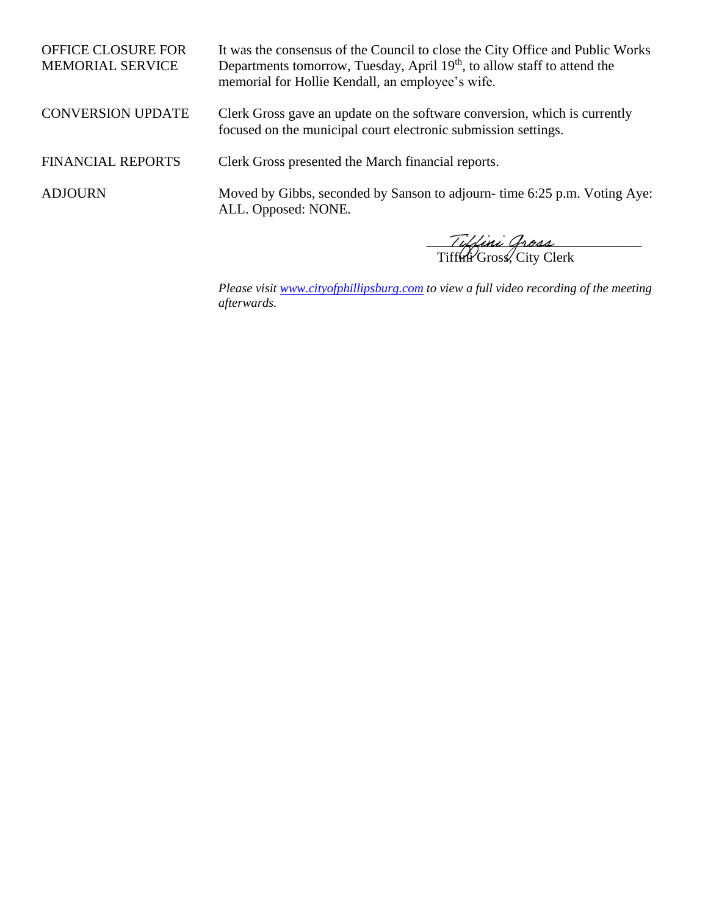OFFICE CLOSURE FOR MEMORIAL SERVICE — It was the consensus of the Council to close the City Office and Public Works Departments tomorrow, Tuesday, April 19th, to allow staff to attend the memorial for Hollie Kendall, an employee's wife.

CONVERSION UPDATE — Clerk Gross gave an update on the software conversion, which is currently focused on the municipal court electronic submission settings.

FINANCIAL REPORTS — Clerk Gross presented the March financial reports.

ADJOURN — Moved by Gibbs, seconded by Sanson to adjourn- time 6:25 p.m. Voting Aye: ALL. Opposed: NONE.

Tiffini Gross

Tiffini Gross, City Clerk

*Please visit [www.cityofphillipsburg.com](http://www.cityofphillipsburg.com) to view a full video recording of the meeting afterwards.*